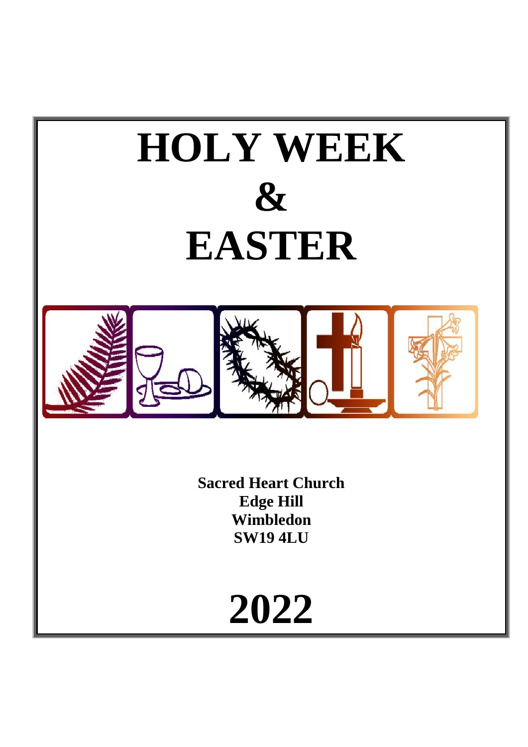# HOLY WEEK
# &
# EASTER

**Sacred Heart Church**
**Edge Hill**
**Wimbledon**
**SW19 4LU**

# 2022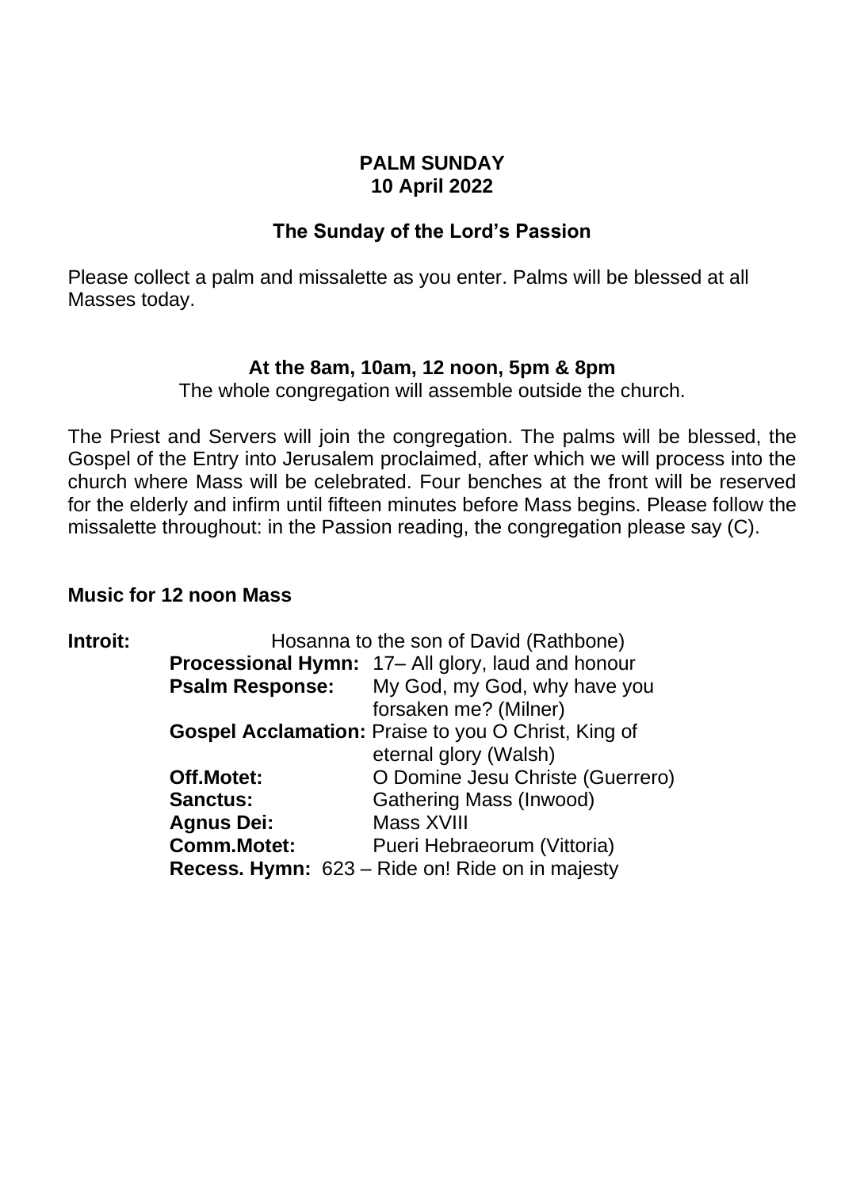**PALM SUNDAY**
**10 April 2022**

**The Sunday of the Lord's Passion**

Please collect a palm and missalette as you enter. Palms will be blessed at all Masses today.

**At the 8am, 10am, 12 noon, 5pm & 8pm**

The whole congregation will assemble outside the church.

The Priest and Servers will join the congregation. The palms will be blessed, the Gospel of the Entry into Jerusalem proclaimed, after which we will process into the church where Mass will be celebrated. Four benches at the front will be reserved for the elderly and infirm until fifteen minutes before Mass begins. Please follow the missalette throughout: in the Passion reading, the congregation please say (C).

**Music for 12 noon Mass**

**Introit:** Hosanna to the son of David (Rathbone)
**Processional Hymn:** 17– All glory, laud and honour
**Psalm Response:** My God, my God, why have you forsaken me? (Milner)
**Gospel Acclamation:** Praise to you O Christ, King of eternal glory (Walsh)
**Off.Motet:** O Domine Jesu Christe (Guerrero)
**Sanctus:** Gathering Mass (Inwood)
**Agnus Dei:** Mass XVIII
**Comm.Motet:** Pueri Hebraeorum (Vittoria)
**Recess. Hymn:** 623 – Ride on! Ride on in majesty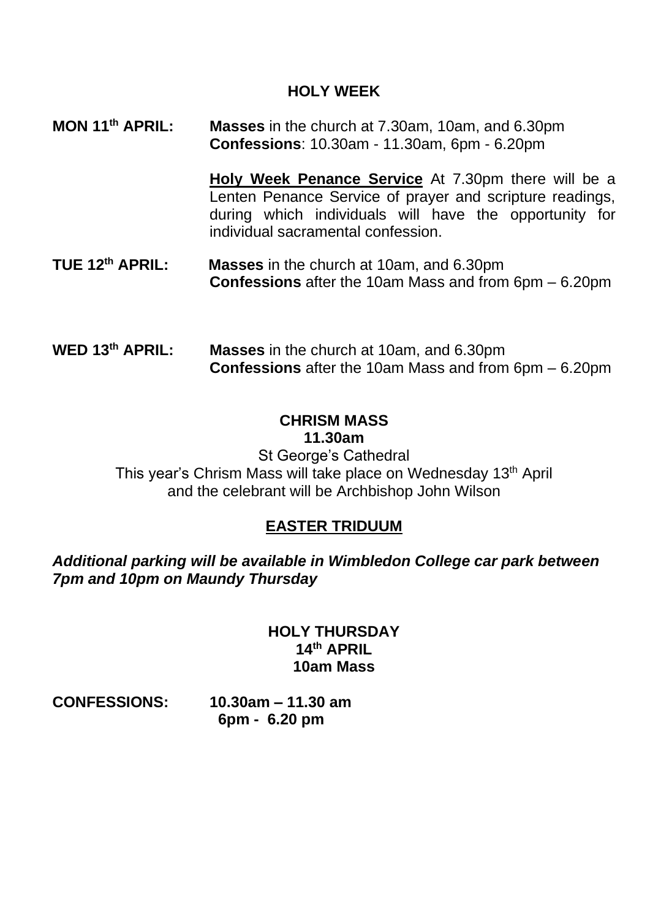## HOLY WEEK

**MON 11th APRIL:** **Masses** in the church at 7.30am, 10am, and 6.30pm
**Confessions**: 10.30am - 11.30am, 6pm - 6.20pm

**<u>Holy Week Penance Service</u>** At 7.30pm there will be a Lenten Penance Service of prayer and scripture readings, during which individuals will have the opportunity for individual sacramental confession.

**TUE 12th APRIL:** **Masses** in the church at 10am, and 6.30pm
**Confessions** after the 10am Mass and from 6pm – 6.20pm

**WED 13th APRIL:** **Masses** in the church at 10am, and 6.30pm
**Confessions** after the 10am Mass and from 6pm – 6.20pm

### CHRISM MASS
**11.30am**

St George's Cathedral
This year's Chrism Mass will take place on Wednesday 13th April and the celebrant will be Archbishop John Wilson

### <u>EASTER TRIDUUM</u>

***Additional parking will be available in Wimbledon College car park between 7pm and 10pm on Maundy Thursday***

**HOLY THURSDAY**
**14th APRIL**
**10am Mass**

**CONFESSIONS:** **10.30am – 11.30 am**
**6pm - 6.20 pm**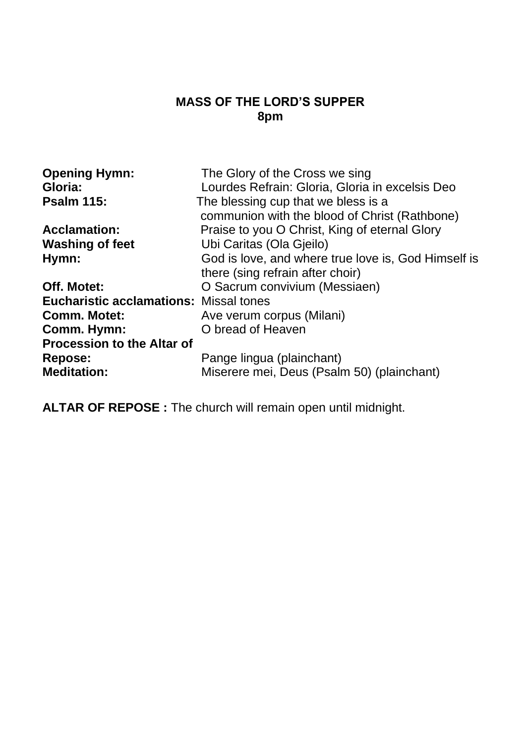## MASS OF THE LORD'S SUPPER
## 8pm

| | |
|---|---|
| **Opening Hymn:** | The Glory of the Cross we sing |
| **Gloria:** | Lourdes Refrain: Gloria, Gloria in excelsis Deo |
| **Psalm 115:** | The blessing cup that we bless is a communion with the blood of Christ (Rathbone) |
| **Acclamation:** | Praise to you O Christ, King of eternal Glory |
| **Washing of feet** | Ubi Caritas (Ola Gjeilo) |
| **Hymn:** | God is love, and where true love is, God Himself is there (sing refrain after choir) |
| **Off. Motet:** | O Sacrum convivium (Messiaen) |
| **Eucharistic acclamations:** | Missal tones |
| **Comm. Motet:** | Ave verum corpus (Milani) |
| **Comm. Hymn:** | O bread of Heaven |
| **Procession to the Altar of Repose:** | Pange lingua (plainchant) |
| **Meditation:** | Miserere mei, Deus (Psalm 50) (plainchant) |

**ALTAR OF REPOSE :** The church will remain open until midnight.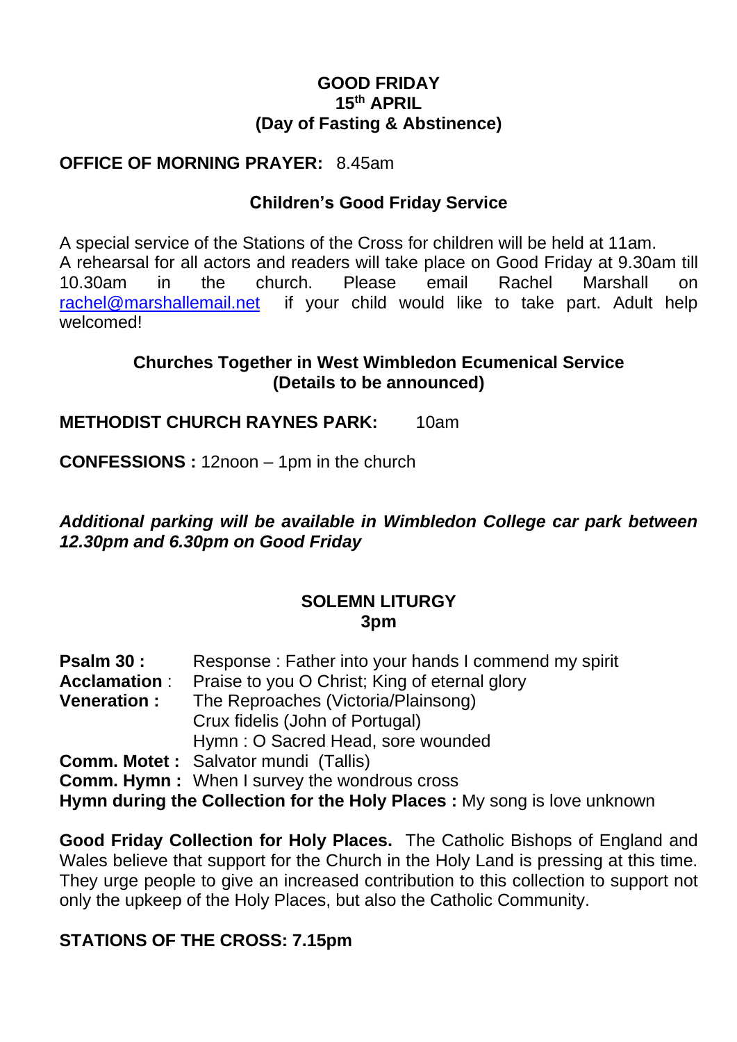**GOOD FRIDAY**
**15th APRIL**
**(Day of Fasting & Abstinence)**

**OFFICE OF MORNING PRAYER:** 8.45am

**Children's Good Friday Service**

A special service of the Stations of the Cross for children will be held at 11am. A rehearsal for all actors and readers will take place on Good Friday at 9.30am till 10.30am in the church. Please email Rachel Marshall on rachel@marshallemail.net if your child would like to take part. Adult help welcomed!

**Churches Together in West Wimbledon Ecumenical Service**
**(Details to be announced)**

**METHODIST CHURCH RAYNES PARK:** 10am

**CONFESSIONS :** 12noon – 1pm in the church

***Additional parking will be available in Wimbledon College car park between 12.30pm and 6.30pm on Good Friday***

**SOLEMN LITURGY**
**3pm**

**Psalm 30 :** Response : Father into your hands I commend my spirit
**Acclamation** : Praise to you O Christ; King of eternal glory
**Veneration :** The Reproaches (Victoria/Plainsong)
Crux fidelis (John of Portugal)
Hymn : O Sacred Head, sore wounded
**Comm. Motet :** Salvator mundi (Tallis)
**Comm. Hymn :** When I survey the wondrous cross
**Hymn during the Collection for the Holy Places :** My song is love unknown

**Good Friday Collection for Holy Places.** The Catholic Bishops of England and Wales believe that support for the Church in the Holy Land is pressing at this time. They urge people to give an increased contribution to this collection to support not only the upkeep of the Holy Places, but also the Catholic Community.

**STATIONS OF THE CROSS: 7.15pm**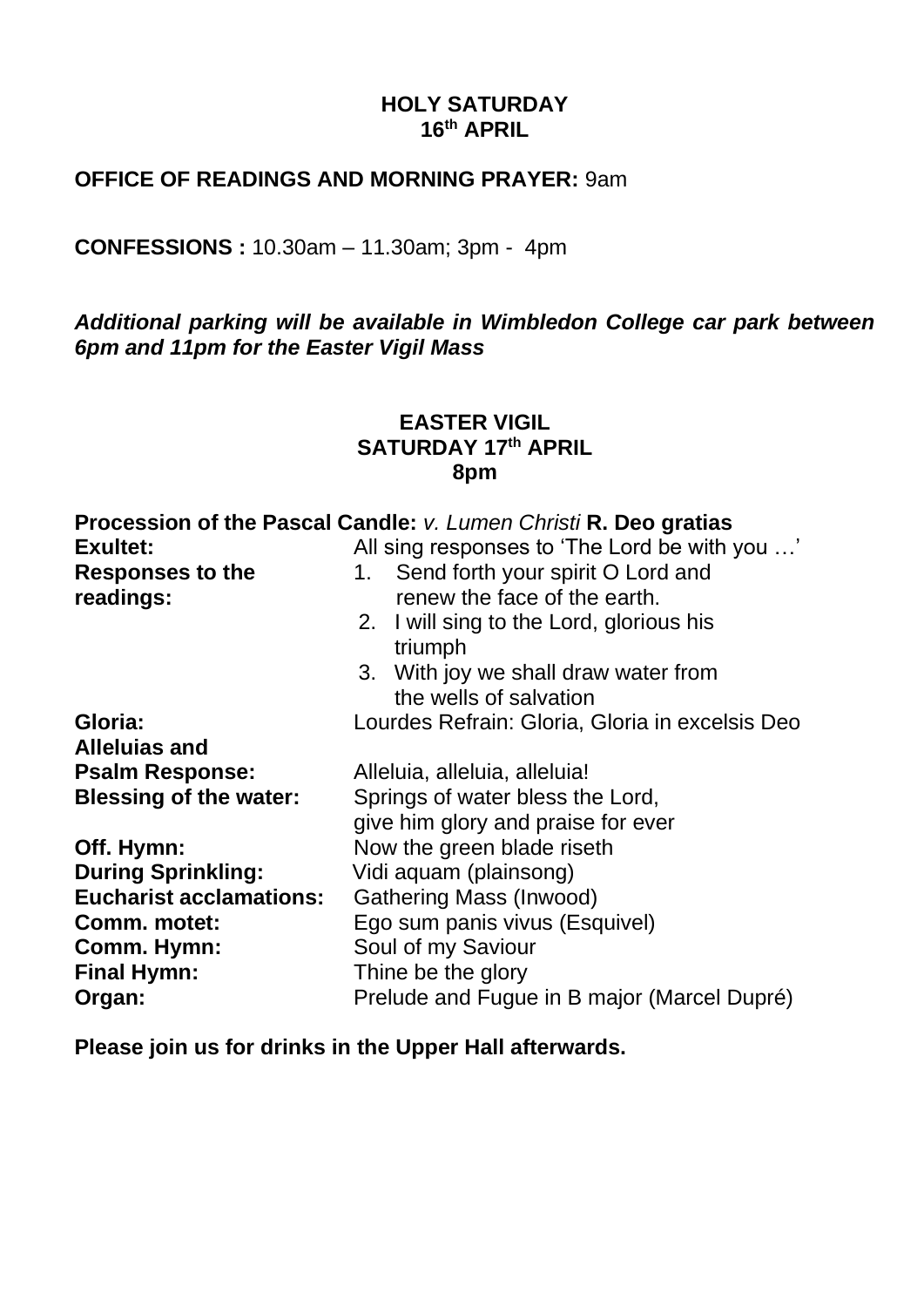**HOLY SATURDAY**
**16th APRIL**

**OFFICE OF READINGS AND MORNING PRAYER:** 9am

**CONFESSIONS :** 10.30am – 11.30am; 3pm - 4pm

***Additional parking will be available in Wimbledon College car park between 6pm and 11pm for the Easter Vigil Mass***

**EASTER VIGIL**
**SATURDAY 17th APRIL**
**8pm**

**Procession of the Pascal Candle:** *v. Lumen Christi* **R. Deo gratias**

| | |
|---|---|
| **Exultet:** | All sing responses to 'The Lord be with you …' |
| **Responses to the readings:** | 1. Send forth your spirit O Lord and renew the face of the earth.<br>2. I will sing to the Lord, glorious his triumph<br>3. With joy we shall draw water from the wells of salvation |
| **Gloria:** | Lourdes Refrain: Gloria, Gloria in excelsis Deo |
| **Alleluias and Psalm Response:** | Alleluia, alleluia, alleluia! |
| **Blessing of the water:** | Springs of water bless the Lord, give him glory and praise for ever |
| **Off. Hymn:** | Now the green blade riseth |
| **During Sprinkling:** | Vidi aquam (plainsong) |
| **Eucharist acclamations:** | Gathering Mass (Inwood) |
| **Comm. motet:** | Ego sum panis vivus (Esquivel) |
| **Comm. Hymn:** | Soul of my Saviour |
| **Final Hymn:** | Thine be the glory |
| **Organ:** | Prelude and Fugue in B major (Marcel Dupré) |

**Please join us for drinks in the Upper Hall afterwards.**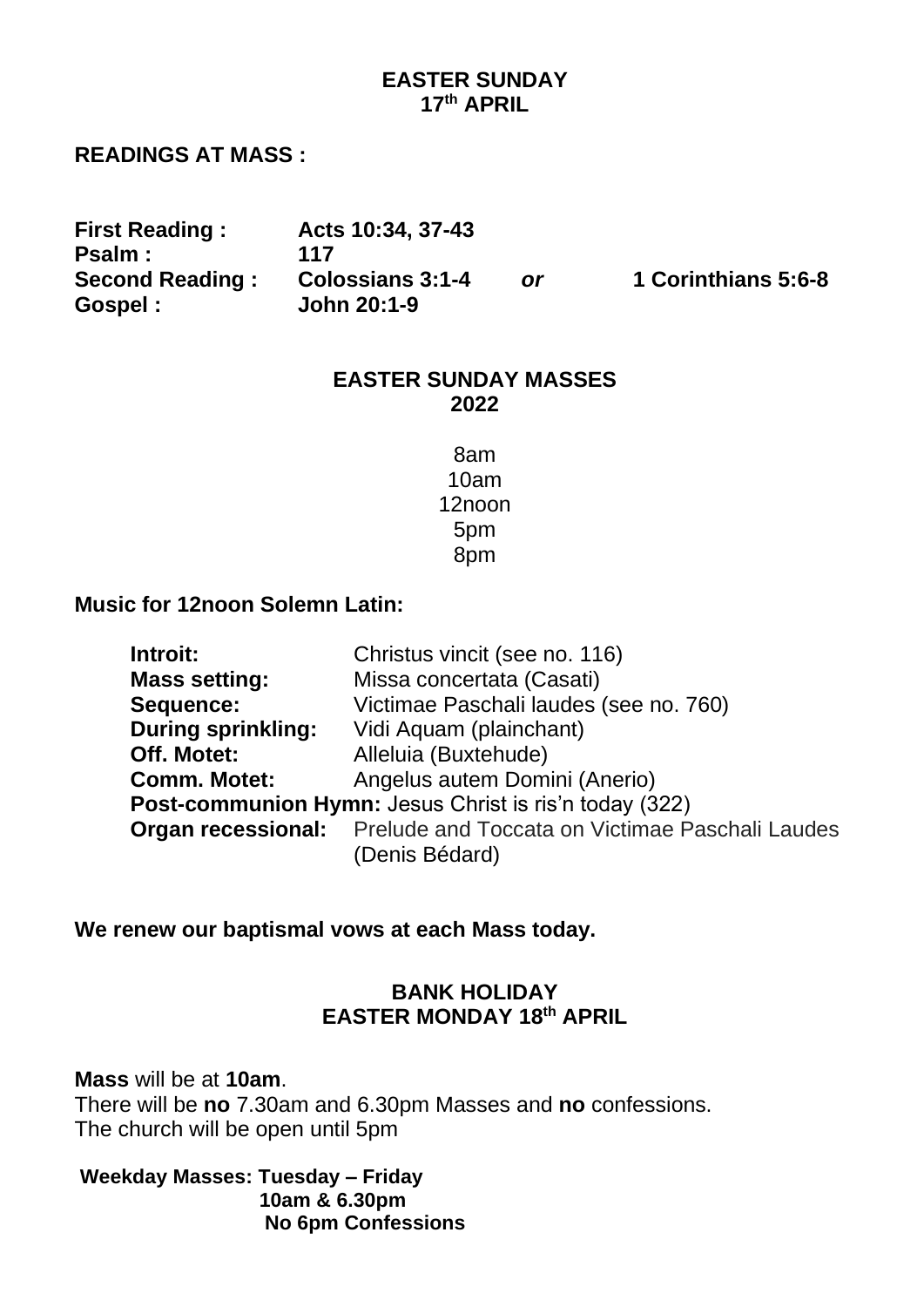## EASTER SUNDAY
## 17th APRIL

**READINGS AT MASS :**

| | | | |
|---|---|---|---|
| **First Reading :** | **Acts 10:34, 37-43** | | |
| **Psalm :** | **117** | | |
| **Second Reading :** | **Colossians 3:1-4** | ***or*** | **1 Corinthians 5:6-8** |
| **Gospel :** | **John 20:1-9** | | |

## EASTER SUNDAY MASSES
## 2022

8am
10am
12noon
5pm
8pm

**Music for 12noon Solemn Latin:**

**Introit:** Christus vincit (see no. 116)
**Mass setting:** Missa concertata (Casati)
**Sequence:** Victimae Paschali laudes (see no. 760)
**During sprinkling:** Vidi Aquam (plainchant)
**Off. Motet:** Alleluia (Buxtehude)
**Comm. Motet:** Angelus autem Domini (Anerio)
**Post-communion Hymn:** Jesus Christ is ris'n today (322)
**Organ recessional:** Prelude and Toccata on Victimae Paschali Laudes (Denis Bédard)

**We renew our baptismal vows at each Mass today.**

## BANK HOLIDAY
## EASTER MONDAY 18th APRIL

**Mass** will be at **10am**.
There will be **no** 7.30am and 6.30pm Masses and **no** confessions.
The church will be open until 5pm

**Weekday Masses: Tuesday – Friday**
**10am & 6.30pm**
**No 6pm Confessions**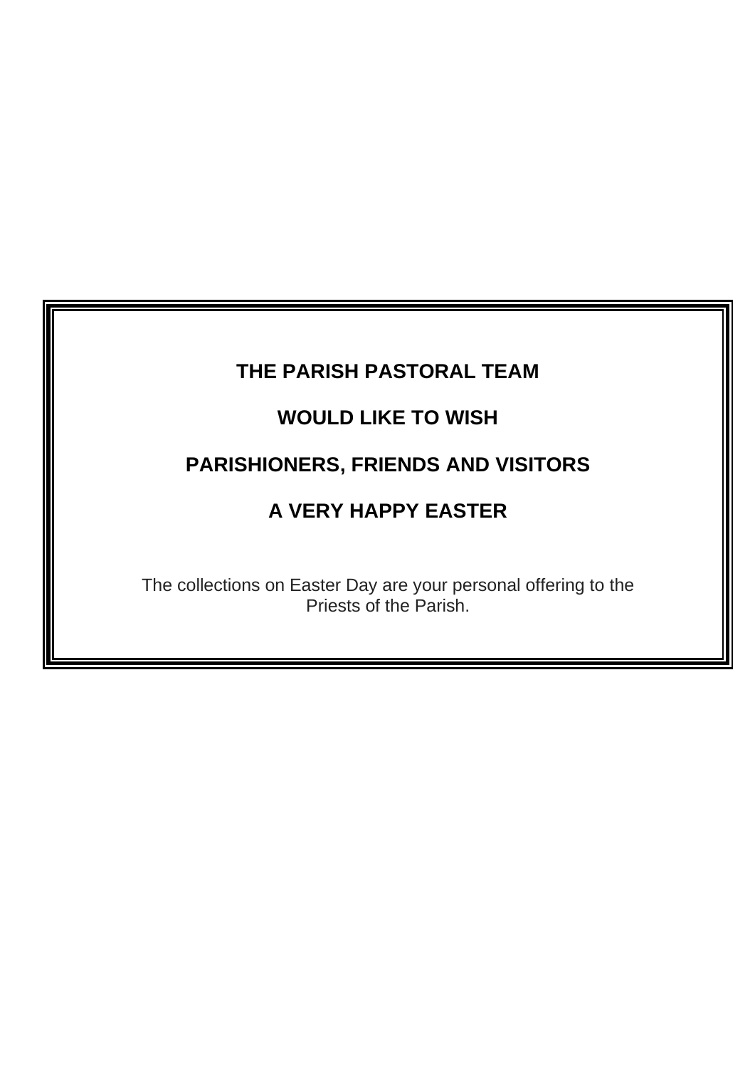**THE PARISH PASTORAL TEAM**

**WOULD LIKE TO WISH**

**PARISHIONERS, FRIENDS AND VISITORS**

**A VERY HAPPY EASTER**

The collections on Easter Day are your personal offering to the Priests of the Parish.